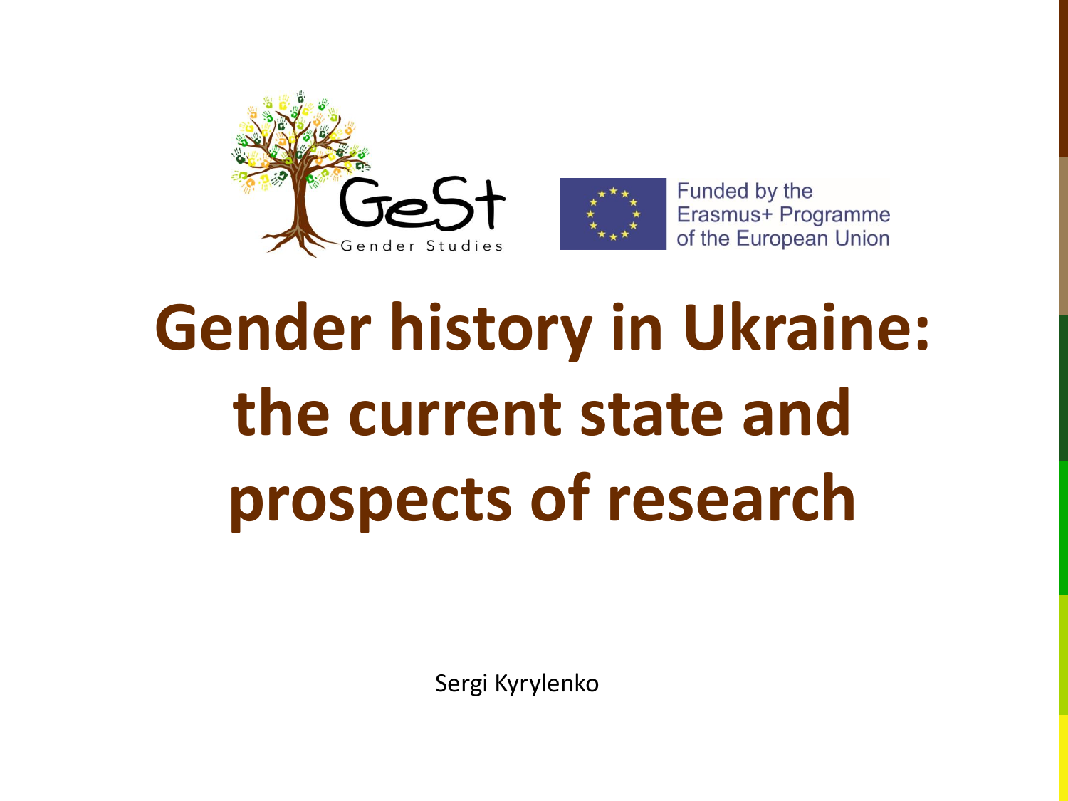GeSt
Gender Studies

Funded by the Erasmus+ Programme of the European Union

# Gender history in Ukraine: the current state and prospects of research

Sergi Kyrylenko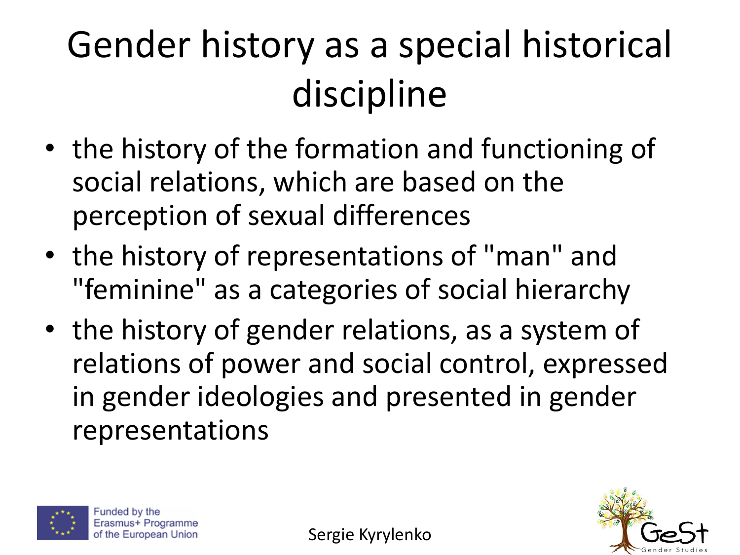# Gender history as a special historical discipline

- the history of the formation and functioning of social relations, which are based on the perception of sexual differences
- the history of representations of "man" and "feminine" as a categories of social hierarchy
- the history of gender relations, as a system of relations of power and social control, expressed in gender ideologies and presented in gender representations

Funded by the Erasmus+ Programme of the European Union

Sergie Kyrylenko

GeSt Gender Studies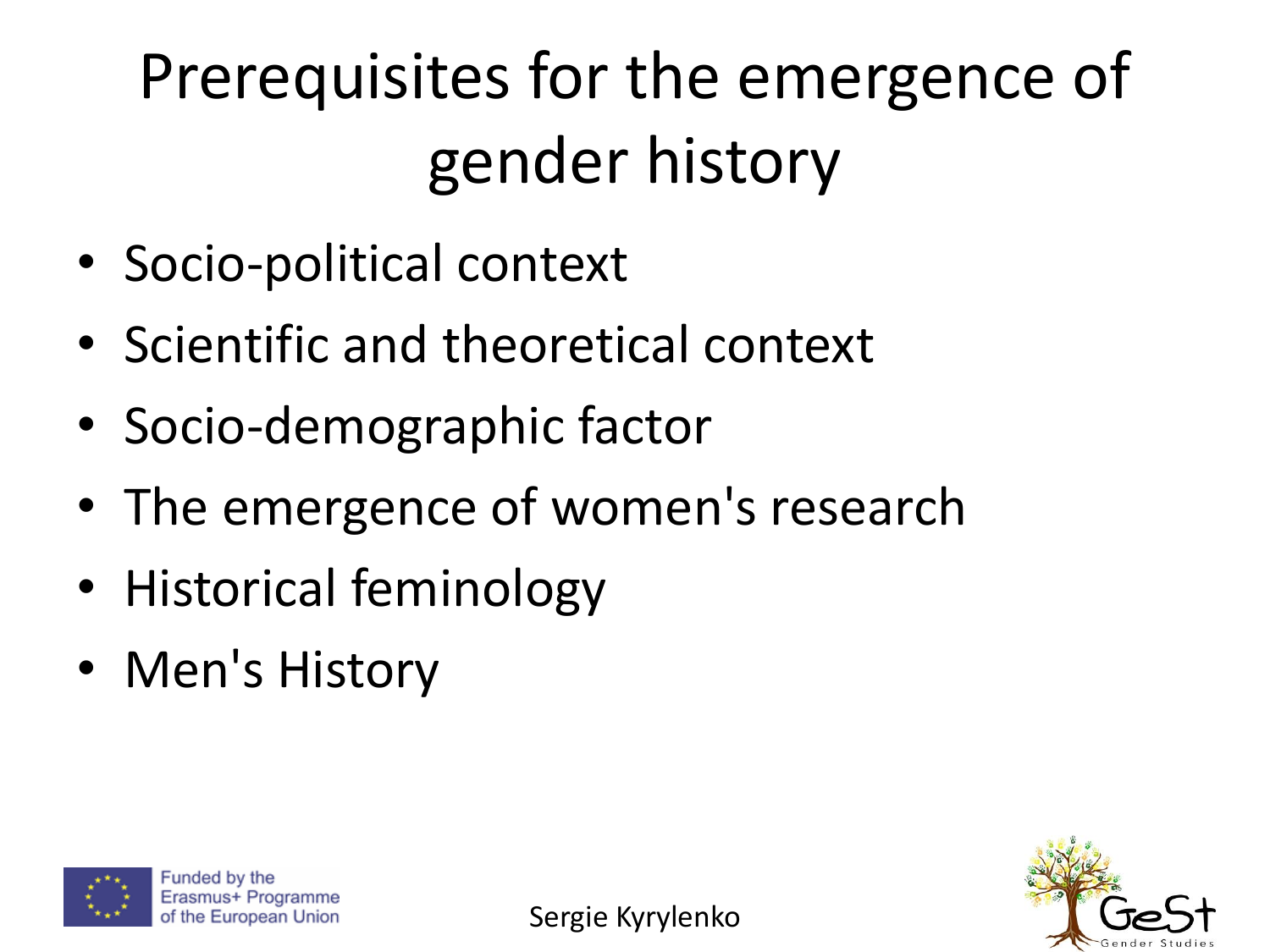# Prerequisites for the emergence of gender history

- Socio-political context
- Scientific and theoretical context
- Socio-demographic factor
- The emergence of women's research
- Historical feminology
- Men's History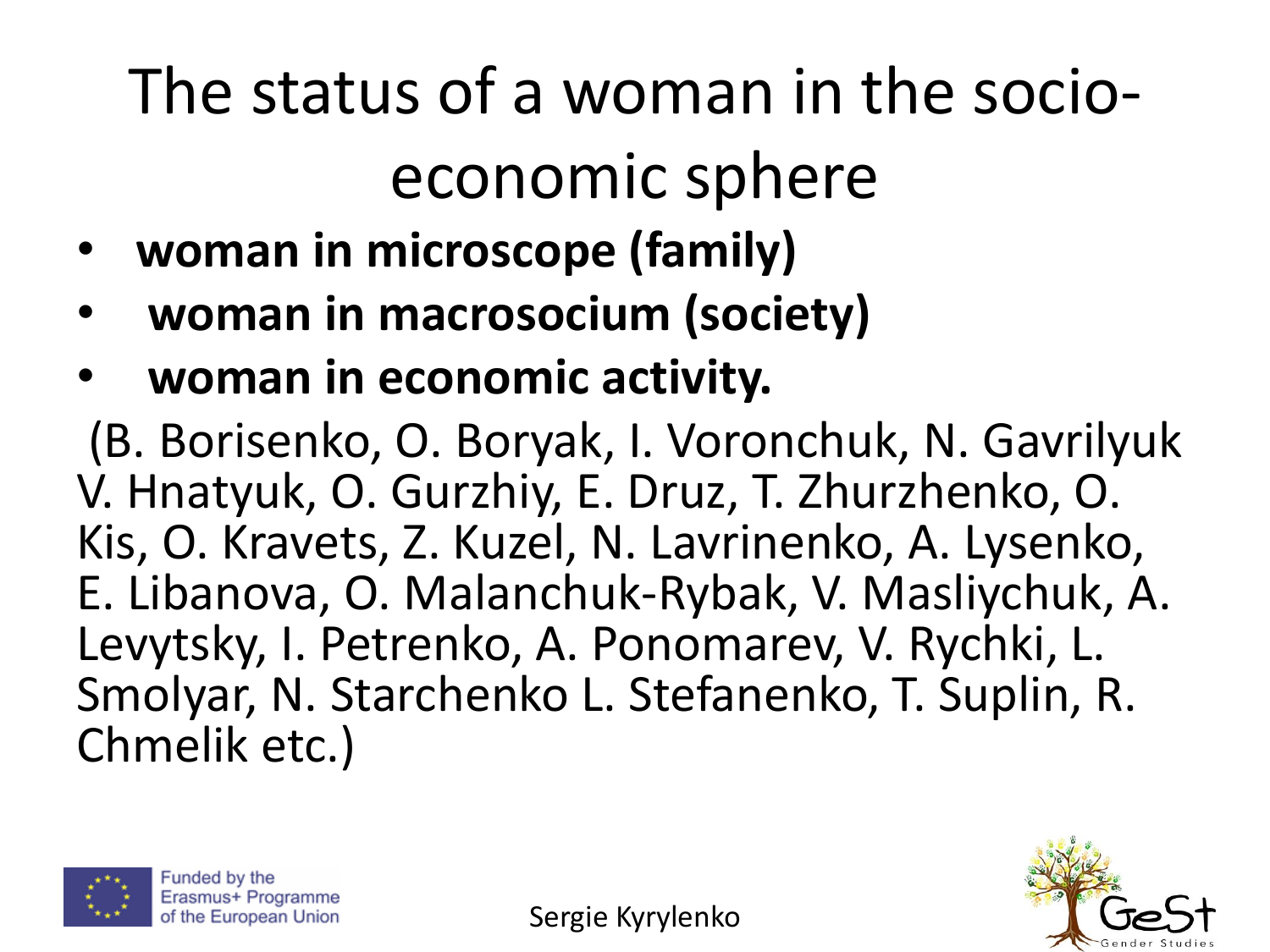# The status of a woman in the socio-economic sphere

- **woman in microscope (family)**
- **woman in macrosocium (society)**
- **woman in economic activity.**

(B. Borisenko, O. Boryak, I. Voronchuk, N. Gavrilyuk V. Hnatyuk, O. Gurzhiy, E. Druz, T. Zhurzhenko, O. Kis, O. Kravets, Z. Kuzel, N. Lavrinenko, A. Lysenko, E. Libanova, O. Malanchuk-Rybak, V. Masliychuk, A. Levytsky, I. Petrenko, A. Ponomarev, V. Rychki, L. Smolyar, N. Starchenko L. Stefanenko, T. Suplin, R. Chmelik etc.)

Funded by the Erasmus+ Programme of the European Union

Sergie Kyrylenko

GeSt Gender Studies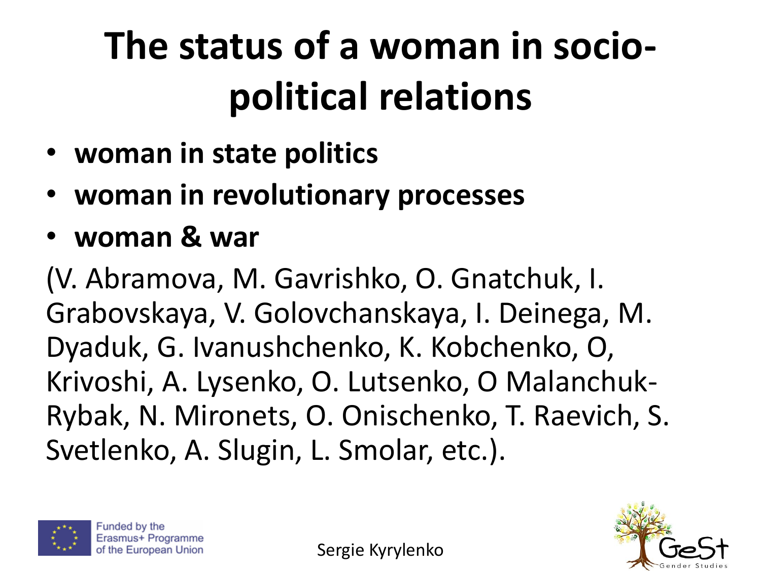# The status of a woman in socio-political relations

- **woman in state politics**
- **woman in revolutionary processes**
- **woman & war**

(V. Abramova, M. Gavrishko, O. Gnatchuk, I. Grabovskaya, V. Golovchanskaya, I. Deinega, M. Dyaduk, G. Ivanushchenko, K. Kobchenko, O, Krivoshi, A. Lysenko, O. Lutsenko, O Malanchuk-Rybak, N. Mironets, O. Onischenko, T. Raevich, S. Svetlenko, A. Slugin, L. Smolar, etc.).

Funded by the Erasmus+ Programme of the European Union

Sergie Kyrylenko

GeSt Gender Studies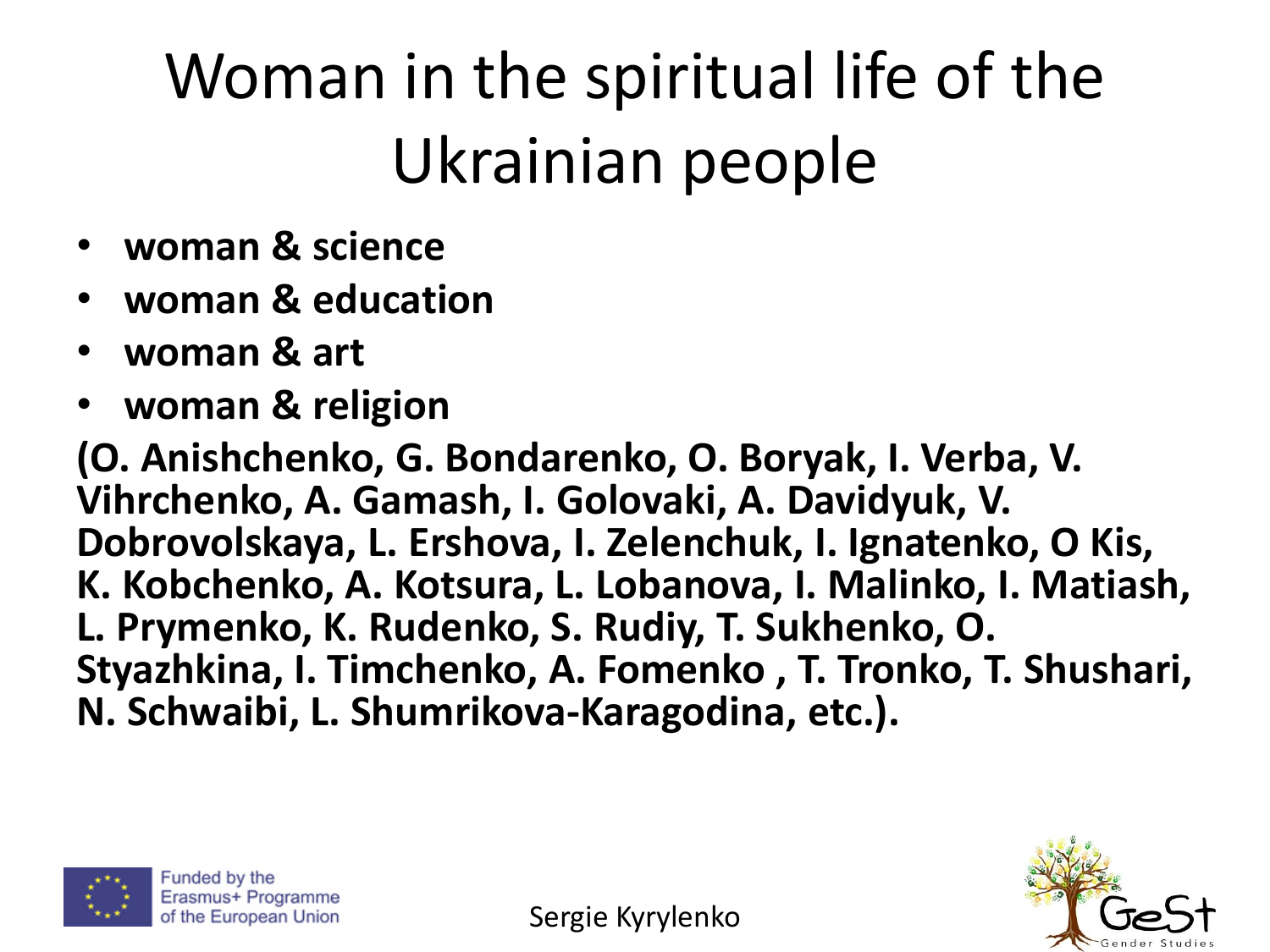# Woman in the spiritual life of the Ukrainian people

- **woman & science**
- **woman & education**
- **woman & art**
- **woman & religion**

**(O. Anishchenko, G. Bondarenko, O. Boryak, I. Verba, V. Vihrchenko, A. Gamash, I. Golovaki, A. Davidyuk, V. Dobrovolskaya, L. Ershova, I. Zelenchuk, I. Ignatenko, O Kis, K. Kobchenko, A. Kotsura, L. Lobanova, I. Malinko, I. Matiash, L. Prymenko, K. Rudenko, S. Rudiy, T. Sukhenko, O. Styazhkina, I. Timchenko, A. Fomenko , T. Tronko, T. Shushari, N. Schwaibi, L. Shumrikova-Karagodina, etc.).**

Funded by the Erasmus+ Programme of the European Union

Sergie Kyrylenko

GeSt Gender Studies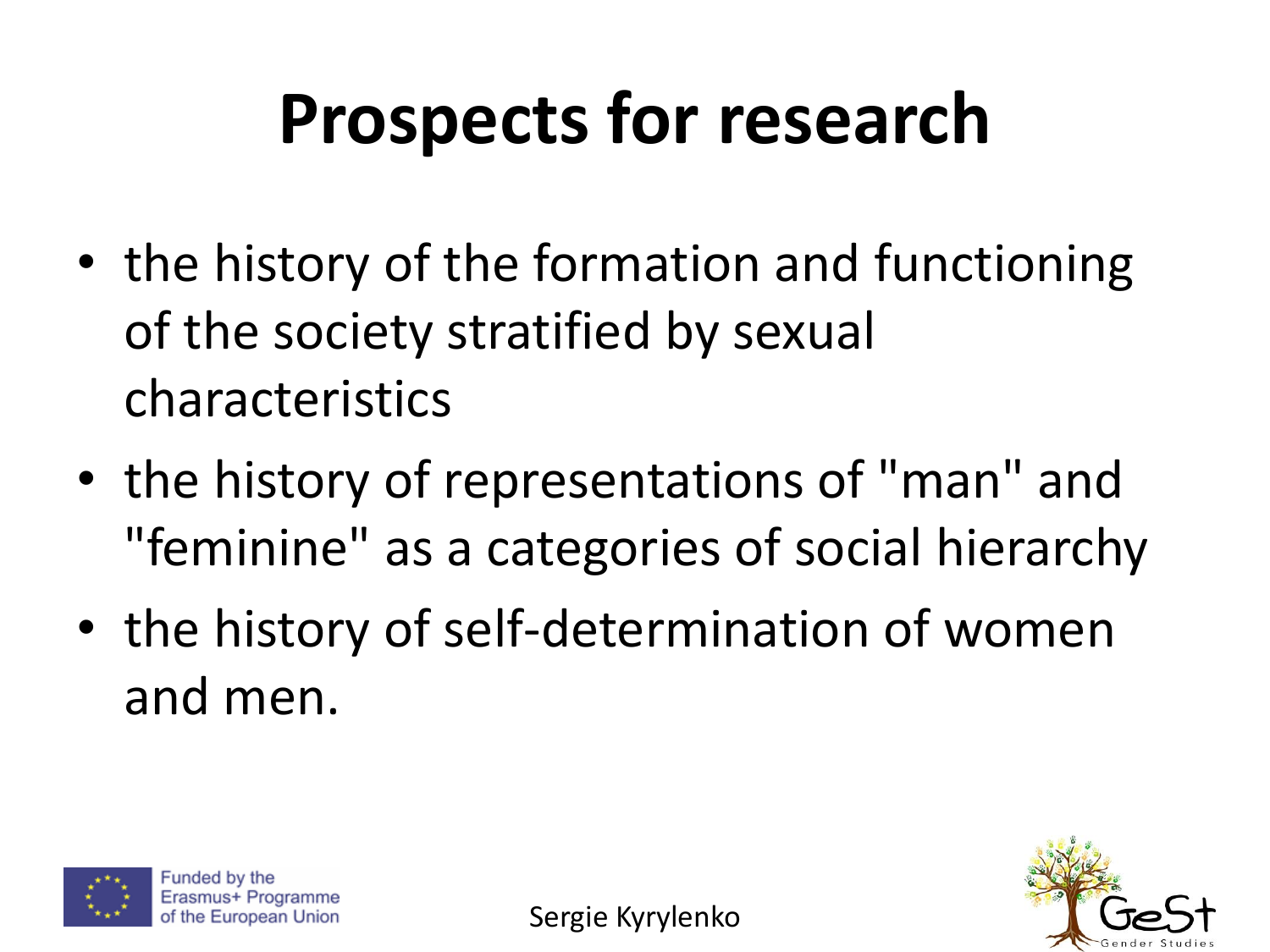# Prospects for research

- the history of the formation and functioning of the society stratified by sexual characteristics
- the history of representations of "man" and "feminine" as a categories of social hierarchy
- the history of self-determination of women and men.

Funded by the Erasmus+ Programme of the European Union

Sergie Kyrylenko

GeSt Gender Studies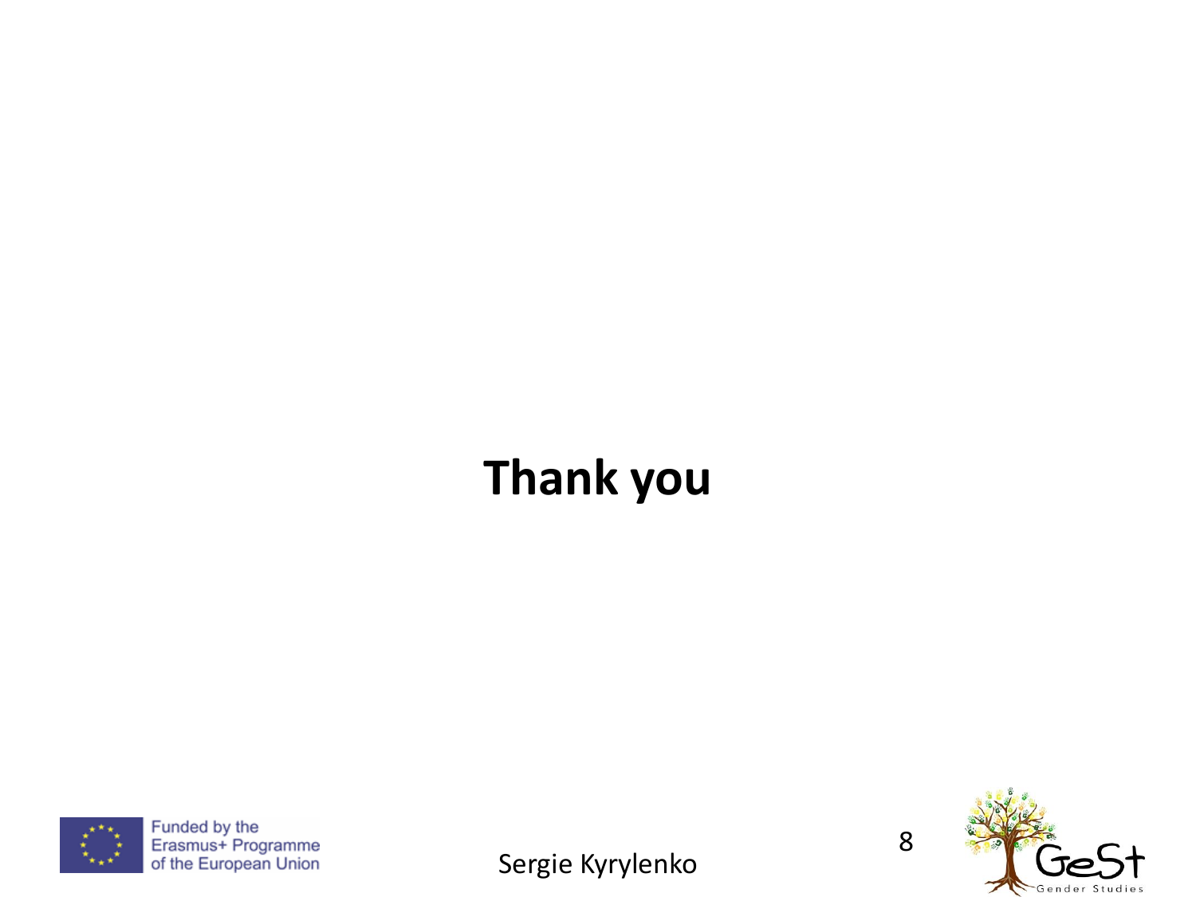# Thank you